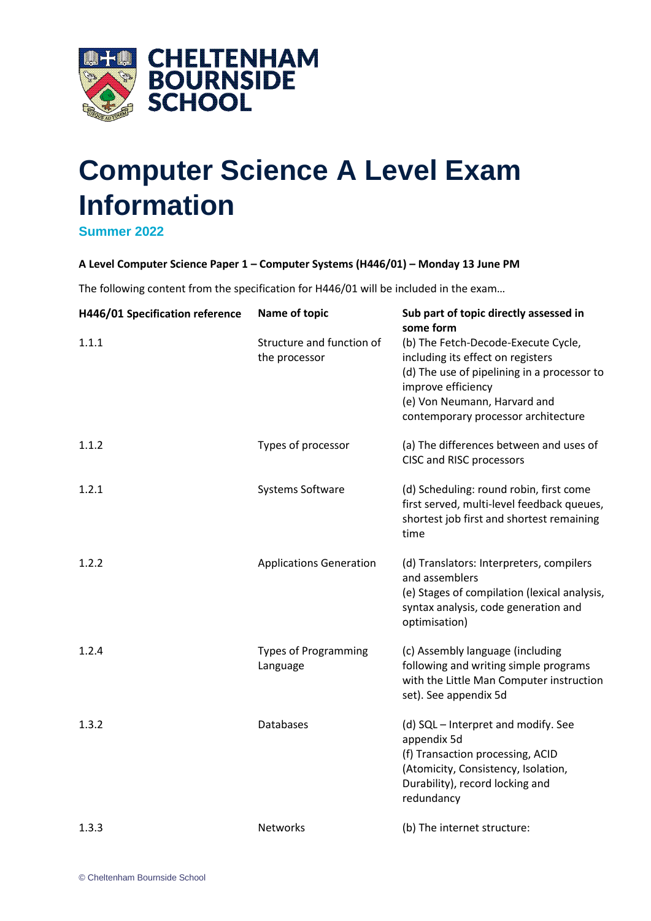CHELTENHAM BOURNSIDE SCHOOL

# Computer Science A Level Exam Information

## Summer 2022

**A Level Computer Science Paper 1 – Computer Systems (H446/01) – Monday 13 June PM**

The following content from the specification for H446/01 will be included in the exam…

| H446/01 Specification reference | Name of topic | Sub part of topic directly assessed in some form |
|---|---|---|
| 1.1.1 | Structure and function of the processor | (b) The Fetch-Decode-Execute Cycle, including its effect on registers<br>(d) The use of pipelining in a processor to improve efficiency<br>(e) Von Neumann, Harvard and contemporary processor architecture |
| 1.1.2 | Types of processor | (a) The differences between and uses of CISC and RISC processors |
| 1.2.1 | Systems Software | (d) Scheduling: round robin, first come first served, multi-level feedback queues, shortest job first and shortest remaining time |
| 1.2.2 | Applications Generation | (d) Translators: Interpreters, compilers and assemblers<br>(e) Stages of compilation (lexical analysis, syntax analysis, code generation and optimisation) |
| 1.2.4 | Types of Programming Language | (c) Assembly language (including following and writing simple programs with the Little Man Computer instruction set). See appendix 5d |
| 1.3.2 | Databases | (d) SQL – Interpret and modify. See appendix 5d<br>(f) Transaction processing, ACID (Atomicity, Consistency, Isolation, Durability), record locking and redundancy |
| 1.3.3 | Networks | (b) The internet structure: |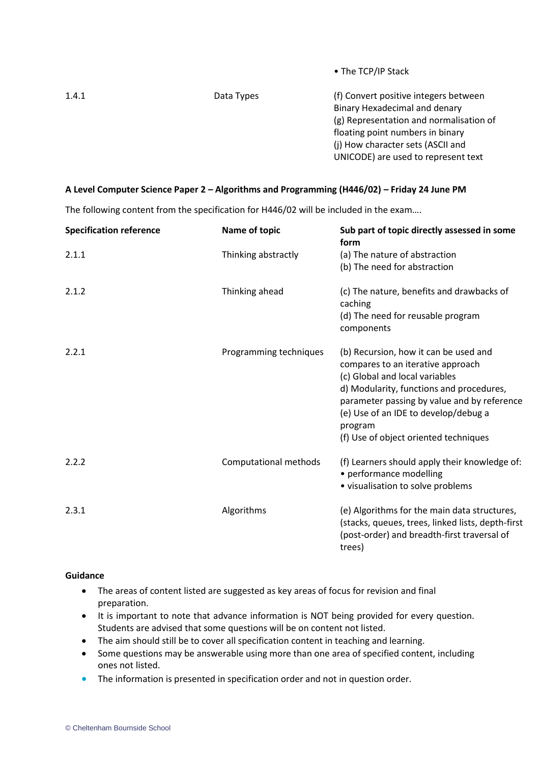| | | |
|---|---|---|
| | | • The TCP/IP Stack |
| 1.4.1 | Data Types | (f) Convert positive integers between Binary Hexadecimal and denary<br>(g) Representation and normalisation of floating point numbers in binary<br>(j) How character sets (ASCII and UNICODE) are used to represent text |

**A Level Computer Science Paper 2 – Algorithms and Programming (H446/02) – Friday 24 June PM**

The following content from the specification for H446/02 will be included in the exam….

| Specification reference | Name of topic | Sub part of topic directly assessed in some form |
|---|---|---|
| 2.1.1 | Thinking abstractly | (a) The nature of abstraction<br>(b) The need for abstraction |
| 2.1.2 | Thinking ahead | (c) The nature, benefits and drawbacks of caching<br>(d) The need for reusable program components |
| 2.2.1 | Programming techniques | (b) Recursion, how it can be used and compares to an iterative approach<br>(c) Global and local variables<br>d) Modularity, functions and procedures, parameter passing by value and by reference<br>(e) Use of an IDE to develop/debug a program<br>(f) Use of object oriented techniques |
| 2.2.2 | Computational methods | (f) Learners should apply their knowledge of:<br>• performance modelling<br>• visualisation to solve problems |
| 2.3.1 | Algorithms | (e) Algorithms for the main data structures, (stacks, queues, trees, linked lists, depth-first (post-order) and breadth-first traversal of trees) |

**Guidance**

- The areas of content listed are suggested as key areas of focus for revision and final preparation.
- It is important to note that advance information is NOT being provided for every question. Students are advised that some questions will be on content not listed.
- The aim should still be to cover all specification content in teaching and learning.
- Some questions may be answerable using more than one area of specified content, including ones not listed.
- The information is presented in specification order and not in question order.

© Cheltenham Bournside School